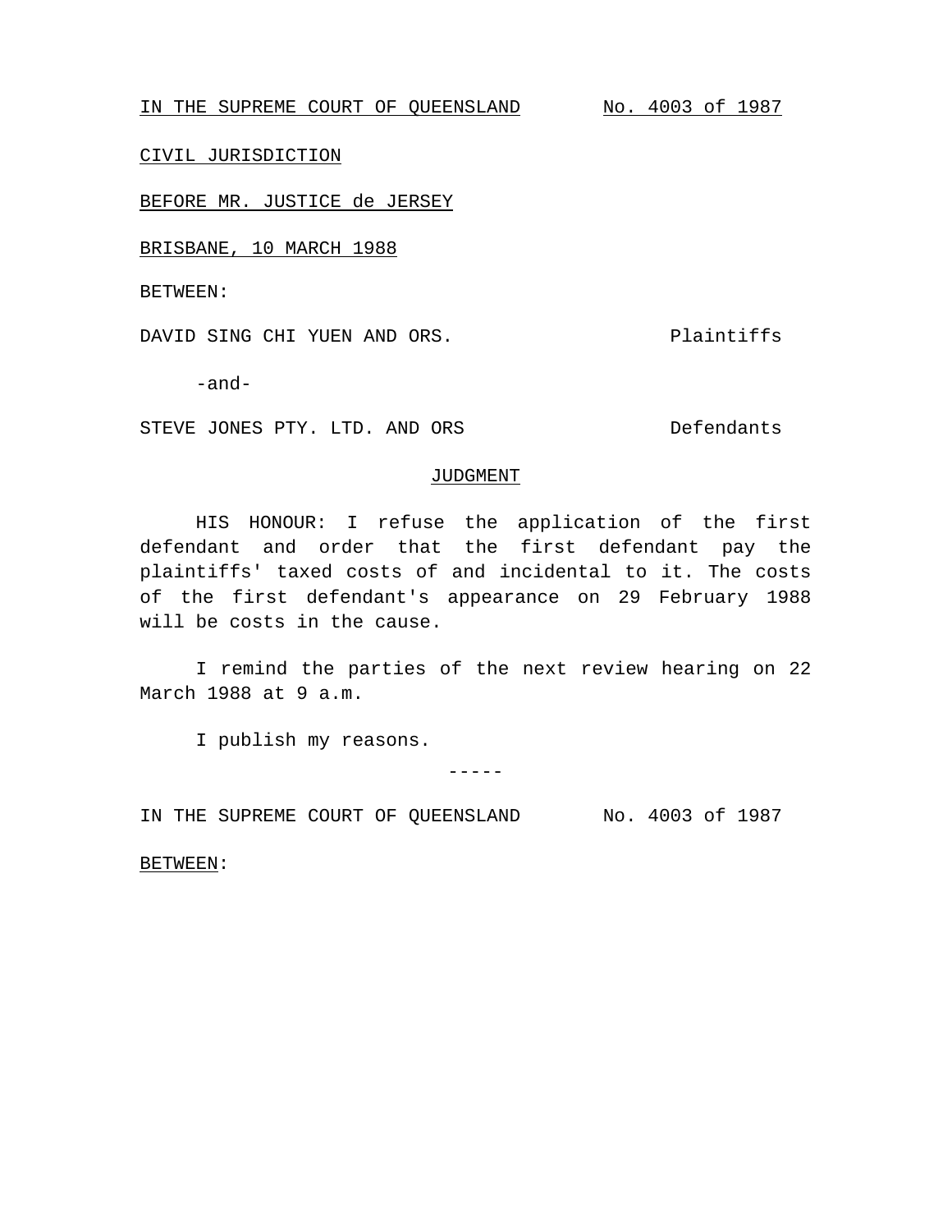IN THE SUPREME COURT OF QUEENSLAND No. 4003 of 1987

CIVIL JURISDICTION

BEFORE MR. JUSTICE de JERSEY

BRISBANE, 10 MARCH 1988

BETWEEN:

DAVID SING CHI YUEN AND ORS. Plaintiffs

-and-

STEVE JONES PTY. LTD. AND ORS Defendants

## JUDGMENT

HIS HONOUR: I refuse the application of the first defendant and order that the first defendant pay the plaintiffs' taxed costs of and incidental to it. The costs of the first defendant's appearance on 29 February 1988 will be costs in the cause.

I remind the parties of the next review hearing on 22 March 1988 at 9 a.m.

I publish my reasons.

-----

IN THE SUPREME COURT OF QUEENSLAND No. 4003 of 1987

BETWEEN: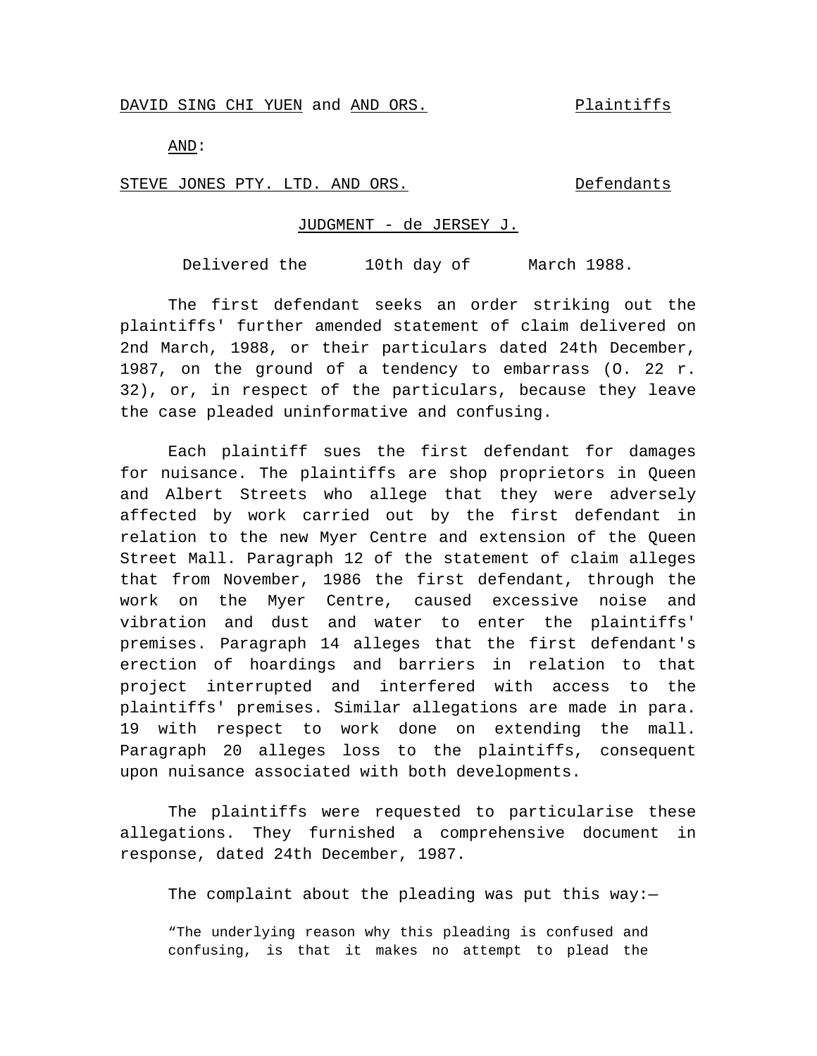DAVID SING CHI YUEN and AND ORS. Plaintiffs

AND:

STEVE JONES PTY. LTD. AND ORS. Defendants

JUDGMENT - de JERSEY J.

Delivered the 10th day of March 1988.

The first defendant seeks an order striking out the plaintiffs' further amended statement of claim delivered on 2nd March, 1988, or their particulars dated 24th December, 1987, on the ground of a tendency to embarrass (O. 22 r. 32), or, in respect of the particulars, because they leave the case pleaded uninformative and confusing.

Each plaintiff sues the first defendant for damages for nuisance. The plaintiffs are shop proprietors in Queen and Albert Streets who allege that they were adversely affected by work carried out by the first defendant in relation to the new Myer Centre and extension of the Queen Street Mall. Paragraph 12 of the statement of claim alleges that from November, 1986 the first defendant, through the work on the Myer Centre, caused excessive noise and vibration and dust and water to enter the plaintiffs' premises. Paragraph 14 alleges that the first defendant's erection of hoardings and barriers in relation to that project interrupted and interfered with access to the plaintiffs' premises. Similar allegations are made in para. 19 with respect to work done on extending the mall. Paragraph 20 alleges loss to the plaintiffs, consequent upon nuisance associated with both developments.

The plaintiffs were requested to particularise these allegations. They furnished a comprehensive document in response, dated 24th December, 1987.

The complaint about the pleading was put this way:—

> "The underlying reason why this pleading is confused and confusing, is that it makes no attempt to plead the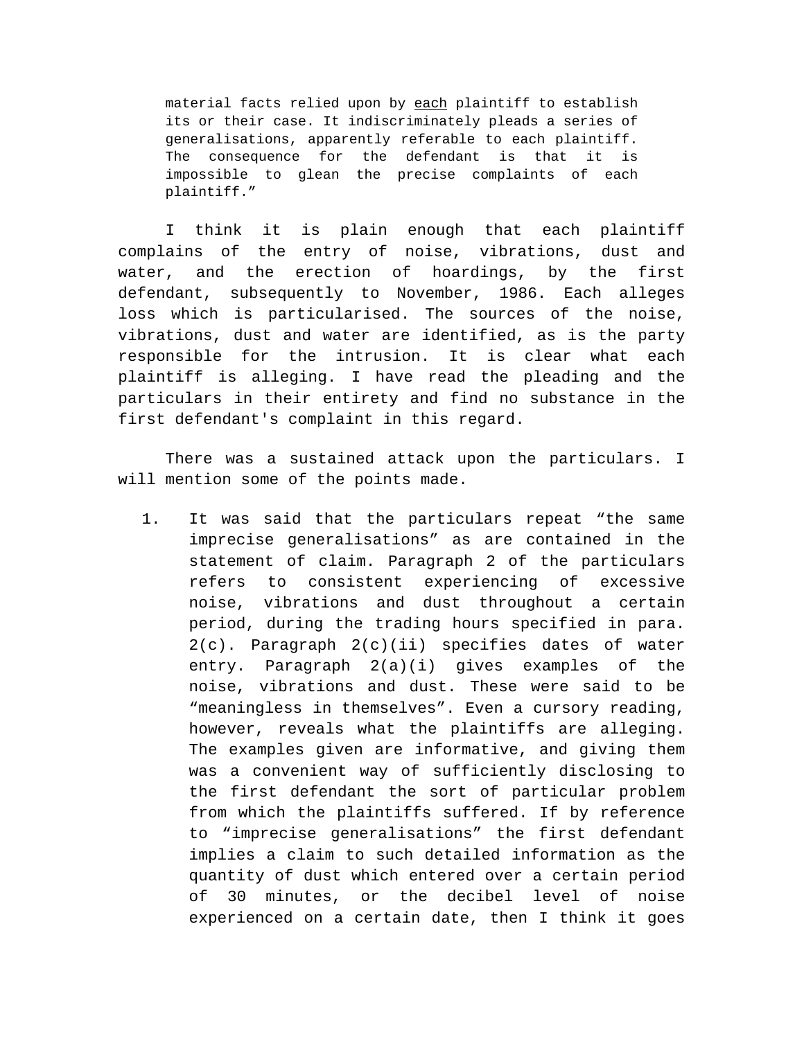> material facts relied upon by <u>each</u> plaintiff to establish its or their case. It indiscriminately pleads a series of generalisations, apparently referable to each plaintiff. The consequence for the defendant is that it is impossible to glean the precise complaints of each plaintiff."

I think it is plain enough that each plaintiff complains of the entry of noise, vibrations, dust and water, and the erection of hoardings, by the first defendant, subsequently to November, 1986. Each alleges loss which is particularised. The sources of the noise, vibrations, dust and water are identified, as is the party responsible for the intrusion. It is clear what each plaintiff is alleging. I have read the pleading and the particulars in their entirety and find no substance in the first defendant's complaint in this regard.

There was a sustained attack upon the particulars. I will mention some of the points made.

1. It was said that the particulars repeat "the same imprecise generalisations" as are contained in the statement of claim. Paragraph 2 of the particulars refers to consistent experiencing of excessive noise, vibrations and dust throughout a certain period, during the trading hours specified in para. 2(c). Paragraph 2(c)(ii) specifies dates of water entry. Paragraph 2(a)(i) gives examples of the noise, vibrations and dust. These were said to be "meaningless in themselves". Even a cursory reading, however, reveals what the plaintiffs are alleging. The examples given are informative, and giving them was a convenient way of sufficiently disclosing to the first defendant the sort of particular problem from which the plaintiffs suffered. If by reference to "imprecise generalisations" the first defendant implies a claim to such detailed information as the quantity of dust which entered over a certain period of 30 minutes, or the decibel level of noise experienced on a certain date, then I think it goes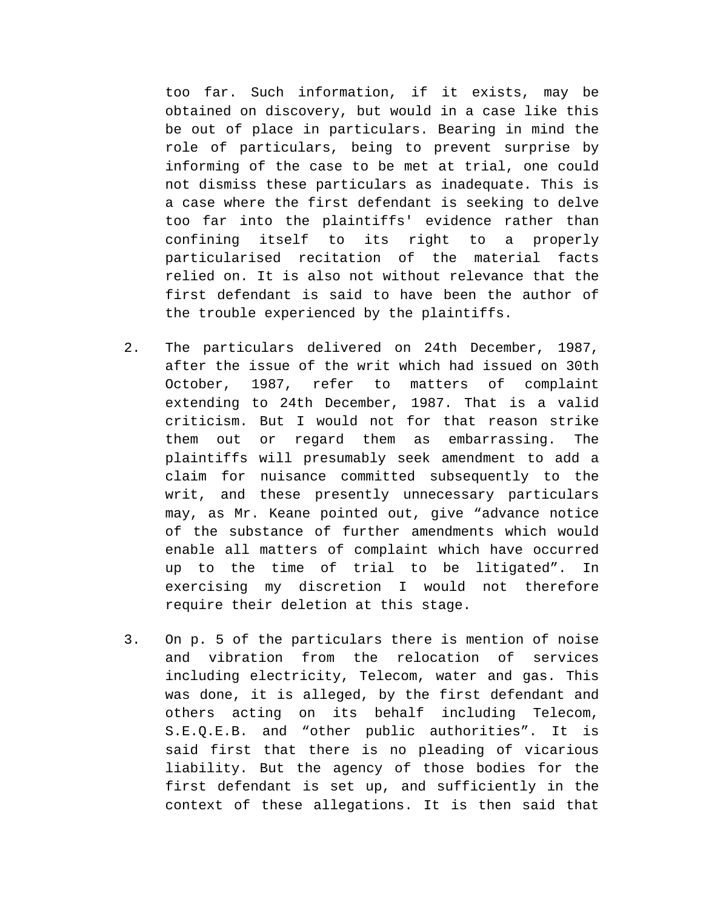too far. Such information, if it exists, may be obtained on discovery, but would in a case like this be out of place in particulars. Bearing in mind the role of particulars, being to prevent surprise by informing of the case to be met at trial, one could not dismiss these particulars as inadequate. This is a case where the first defendant is seeking to delve too far into the plaintiffs' evidence rather than confining itself to its right to a properly particularised recitation of the material facts relied on. It is also not without relevance that the first defendant is said to have been the author of the trouble experienced by the plaintiffs.

2. The particulars delivered on 24th December, 1987, after the issue of the writ which had issued on 30th October, 1987, refer to matters of complaint extending to 24th December, 1987. That is a valid criticism. But I would not for that reason strike them out or regard them as embarrassing. The plaintiffs will presumably seek amendment to add a claim for nuisance committed subsequently to the writ, and these presently unnecessary particulars may, as Mr. Keane pointed out, give "advance notice of the substance of further amendments which would enable all matters of complaint which have occurred up to the time of trial to be litigated". In exercising my discretion I would not therefore require their deletion at this stage.

3. On p. 5 of the particulars there is mention of noise and vibration from the relocation of services including electricity, Telecom, water and gas. This was done, it is alleged, by the first defendant and others acting on its behalf including Telecom, S.E.Q.E.B. and "other public authorities". It is said first that there is no pleading of vicarious liability. But the agency of those bodies for the first defendant is set up, and sufficiently in the context of these allegations. It is then said that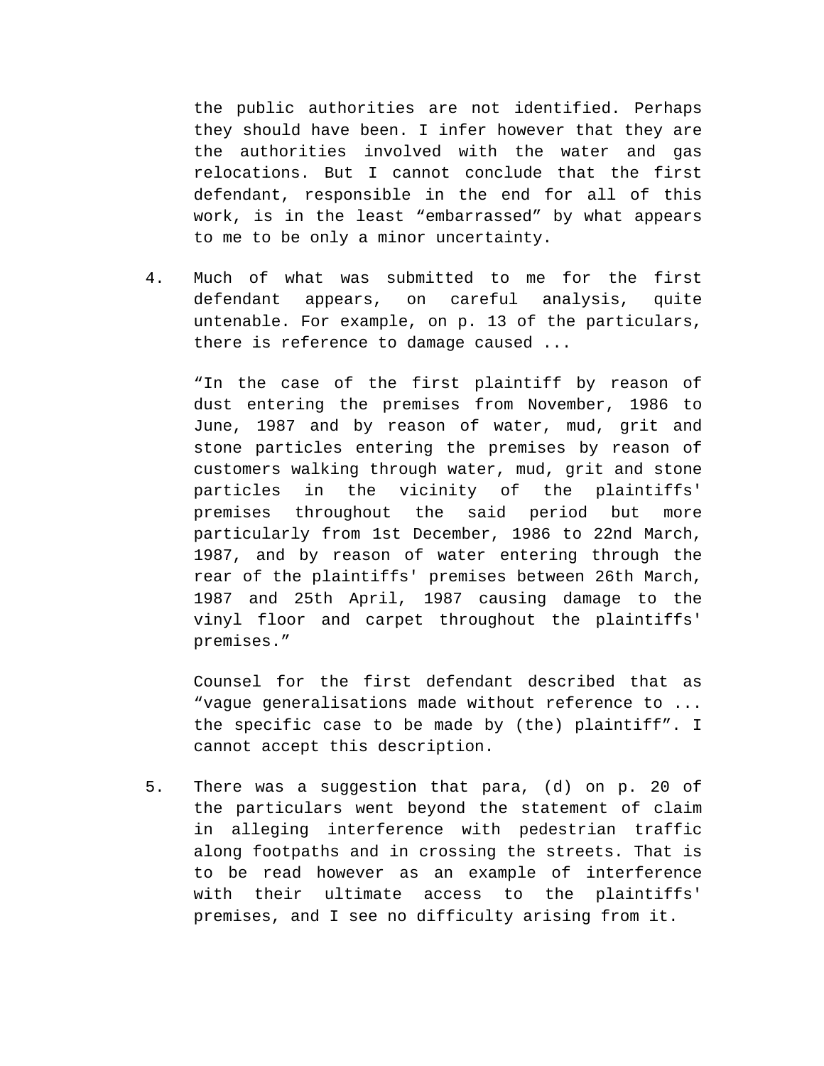the public authorities are not identified. Perhaps they should have been. I infer however that they are the authorities involved with the water and gas relocations. But I cannot conclude that the first defendant, responsible in the end for all of this work, is in the least “embarrassed” by what appears to me to be only a minor uncertainty.

4. Much of what was submitted to me for the first defendant appears, on careful analysis, quite untenable. For example, on p. 13 of the particulars, there is reference to damage caused ...

   “In the case of the first plaintiff by reason of dust entering the premises from November, 1986 to June, 1987 and by reason of water, mud, grit and stone particles entering the premises by reason of customers walking through water, mud, grit and stone particles in the vicinity of the plaintiffs' premises throughout the said period but more particularly from 1st December, 1986 to 22nd March, 1987, and by reason of water entering through the rear of the plaintiffs' premises between 26th March, 1987 and 25th April, 1987 causing damage to the vinyl floor and carpet throughout the plaintiffs' premises.”

   Counsel for the first defendant described that as “vague generalisations made without reference to ... the specific case to be made by (the) plaintiff”. I cannot accept this description.

5. There was a suggestion that para, (d) on p. 20 of the particulars went beyond the statement of claim in alleging interference with pedestrian traffic along footpaths and in crossing the streets. That is to be read however as an example of interference with their ultimate access to the plaintiffs' premises, and I see no difficulty arising from it.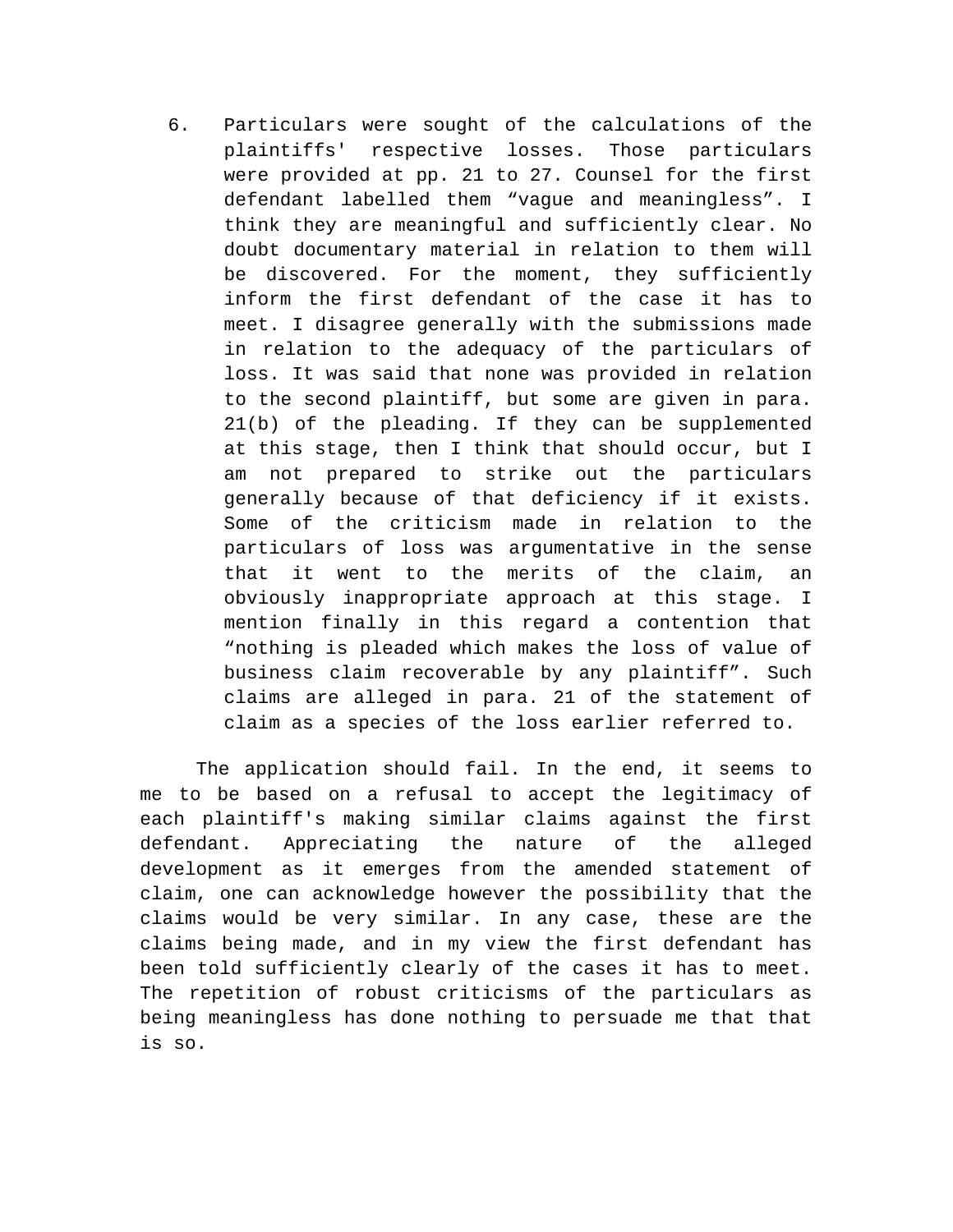6. Particulars were sought of the calculations of the plaintiffs' respective losses. Those particulars were provided at pp. 21 to 27. Counsel for the first defendant labelled them “vague and meaningless”. I think they are meaningful and sufficiently clear. No doubt documentary material in relation to them will be discovered. For the moment, they sufficiently inform the first defendant of the case it has to meet. I disagree generally with the submissions made in relation to the adequacy of the particulars of loss. It was said that none was provided in relation to the second plaintiff, but some are given in para. 21(b) of the pleading. If they can be supplemented at this stage, then I think that should occur, but I am not prepared to strike out the particulars generally because of that deficiency if it exists. Some of the criticism made in relation to the particulars of loss was argumentative in the sense that it went to the merits of the claim, an obviously inappropriate approach at this stage. I mention finally in this regard a contention that “nothing is pleaded which makes the loss of value of business claim recoverable by any plaintiff”. Such claims are alleged in para. 21 of the statement of claim as a species of the loss earlier referred to.

The application should fail. In the end, it seems to me to be based on a refusal to accept the legitimacy of each plaintiff's making similar claims against the first defendant. Appreciating the nature of the alleged development as it emerges from the amended statement of claim, one can acknowledge however the possibility that the claims would be very similar. In any case, these are the claims being made, and in my view the first defendant has been told sufficiently clearly of the cases it has to meet. The repetition of robust criticisms of the particulars as being meaningless has done nothing to persuade me that that is so.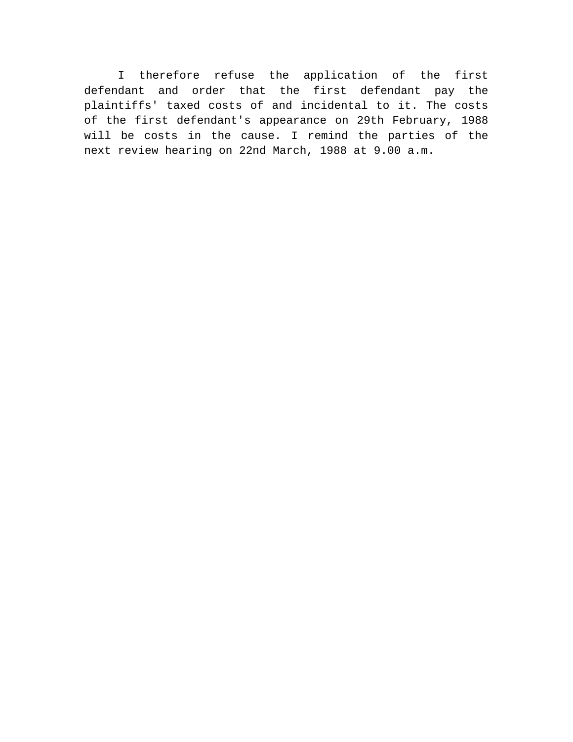I therefore refuse the application of the first defendant and order that the first defendant pay the plaintiffs' taxed costs of and incidental to it. The costs of the first defendant's appearance on 29th February, 1988 will be costs in the cause. I remind the parties of the next review hearing on 22nd March, 1988 at 9.00 a.m.